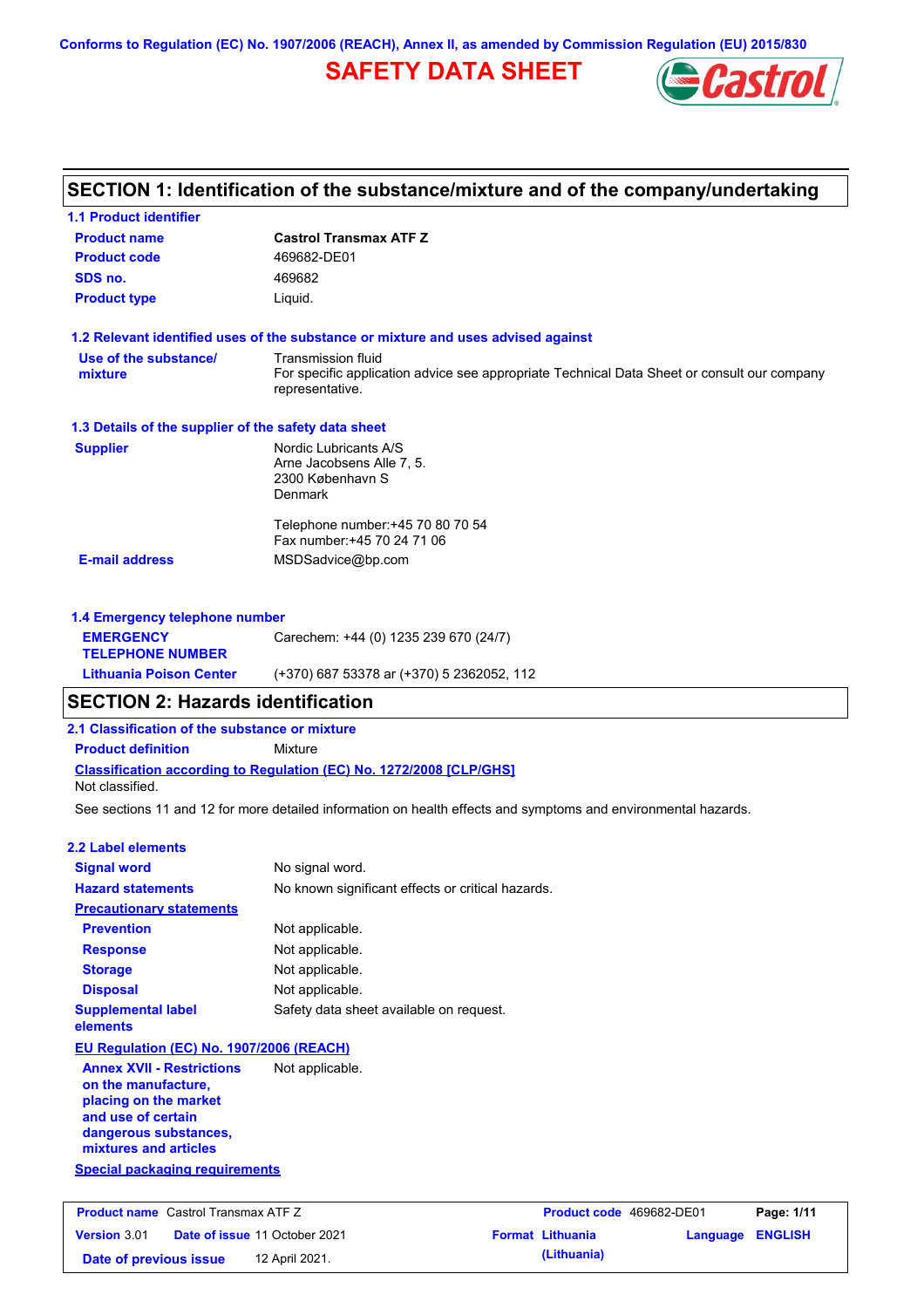Conforms to Regulation (EC) No. 1907/2006 (REACH), Annex II, as amended by Commission Regulation (EU) 2015/830

# SAFETY DATA SHEET

## SECTION 1: Identification of the substance/mixture and of the company/undertaking

### 1.1 Product identifier

| | |
|---|---|
| **Product name** | **Castrol Transmax ATF Z** |
| **Product code** | 469682-DE01 |
| **SDS no.** | 469682 |
| **Product type** | Liquid. |

### 1.2 Relevant identified uses of the substance or mixture and uses advised against

| | |
|---|---|
| **Use of the substance/ mixture** | Transmission fluid<br>For specific application advice see appropriate Technical Data Sheet or consult our company representative. |

### 1.3 Details of the supplier of the safety data sheet

| | |
|---|---|
| **Supplier** | Nordic Lubricants A/S<br>Arne Jacobsens Alle 7, 5.<br>2300 København S<br>Denmark<br><br>Telephone number:+45 70 80 70 54<br>Fax number:+45 70 24 71 06 |
| **E-mail address** | MSDSadvice@bp.com |

### 1.4 Emergency telephone number

| | |
|---|---|
| **EMERGENCY TELEPHONE NUMBER** | Carechem: +44 (0) 1235 239 670 (24/7) |
| **Lithuania Poison Center** | (+370) 687 53378 ar (+370) 5 2362052, 112 |

## SECTION 2: Hazards identification

### 2.1 Classification of the substance or mixture

**Product definition** Mixture

**Classification according to Regulation (EC) No. 1272/2008 [CLP/GHS]**

Not classified.

See sections 11 and 12 for more detailed information on health effects and symptoms and environmental hazards.

### 2.2 Label elements

| | |
|---|---|
| **Signal word** | No signal word. |
| **Hazard statements** | No known significant effects or critical hazards. |
| **Precautionary statements** | |
| **Prevention** | Not applicable. |
| **Response** | Not applicable. |
| **Storage** | Not applicable. |
| **Disposal** | Not applicable. |
| **Supplemental label elements** | Safety data sheet available on request. |

**EU Regulation (EC) No. 1907/2006 (REACH)**

| | |
|---|---|
| **Annex XVII - Restrictions on the manufacture, placing on the market and use of certain dangerous substances, mixtures and articles** | Not applicable. |

**Special packaging requirements**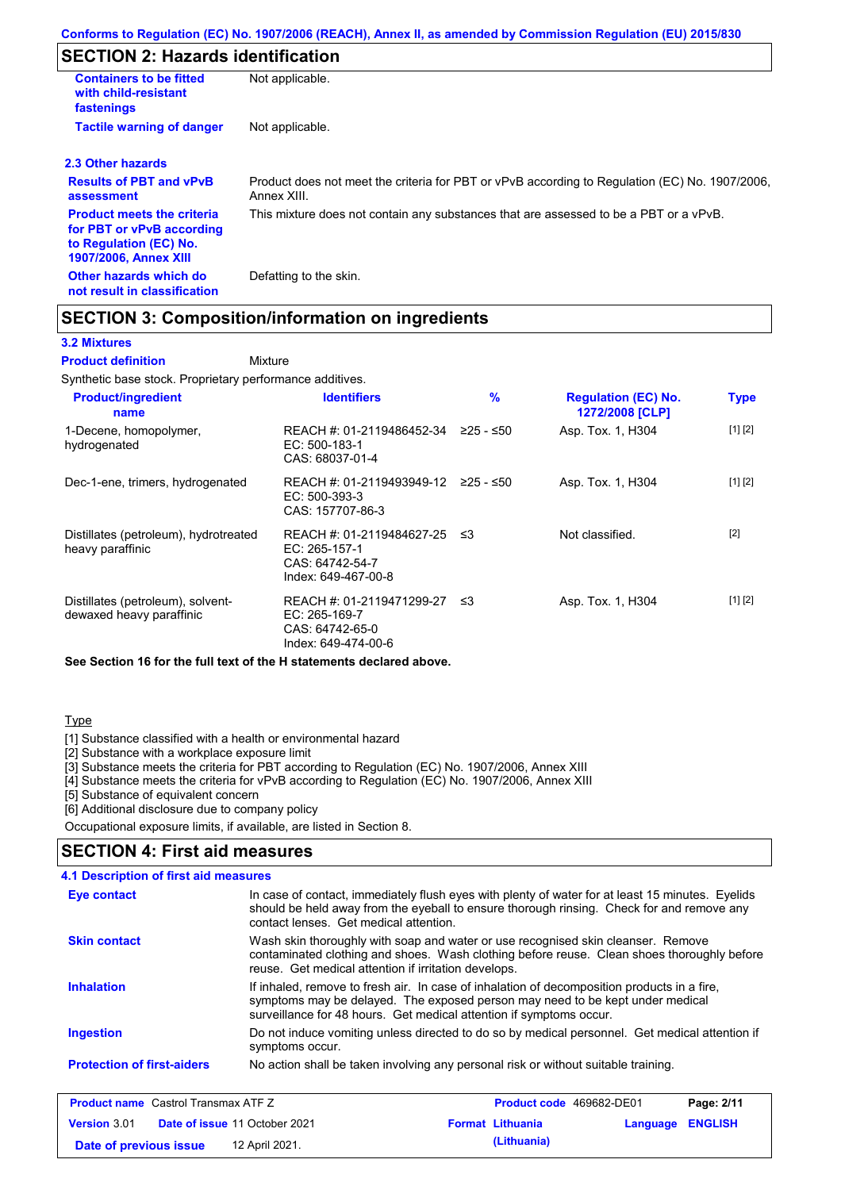Conforms to Regulation (EC) No. 1907/2006 (REACH), Annex II, as amended by Commission Regulation (EU) 2015/830

## SECTION 2: Hazards identification

| | |
|---|---|
| **Containers to be fitted with child-resistant fastenings** | Not applicable. |
| **Tactile warning of danger** | Not applicable. |

### 2.3 Other hazards

| | |
|---|---|
| **Results of PBT and vPvB assessment** | Product does not meet the criteria for PBT or vPvB according to Regulation (EC) No. 1907/2006, Annex XIII. |
| **Product meets the criteria for PBT or vPvB according to Regulation (EC) No. 1907/2006, Annex XIII** | This mixture does not contain any substances that are assessed to be a PBT or a vPvB. |
| **Other hazards which do not result in classification** | Defatting to the skin. |

## SECTION 3: Composition/information on ingredients

### 3.2 Mixtures

**Product definition** Mixture

Synthetic base stock. Proprietary performance additives.

| Product/ingredient name | Identifiers | % | Regulation (EC) No. 1272/2008 [CLP] | Type |
|---|---|---|---|---|
| 1-Decene, homopolymer, hydrogenated | REACH #: 01-2119486452-34<br>EC: 500-183-1<br>CAS: 68037-01-4 | ≥25 - ≤50 | Asp. Tox. 1, H304 | [1] [2] |
| Dec-1-ene, trimers, hydrogenated | REACH #: 01-2119493949-12<br>EC: 500-393-3<br>CAS: 157707-86-3 | ≥25 - ≤50 | Asp. Tox. 1, H304 | [1] [2] |
| Distillates (petroleum), hydrotreated heavy paraffinic | REACH #: 01-2119484627-25<br>EC: 265-157-1<br>CAS: 64742-54-7<br>Index: 649-467-00-8 | ≤3 | Not classified. | [2] |
| Distillates (petroleum), solvent-dewaxed heavy paraffinic | REACH #: 01-2119471299-27<br>EC: 265-169-7<br>CAS: 64742-65-0<br>Index: 649-474-00-6 | ≤3 | Asp. Tox. 1, H304 | [1] [2] |

**See Section 16 for the full text of the H statements declared above.**

Type

[1] Substance classified with a health or environmental hazard
[2] Substance with a workplace exposure limit
[3] Substance meets the criteria for PBT according to Regulation (EC) No. 1907/2006, Annex XIII
[4] Substance meets the criteria for vPvB according to Regulation (EC) No. 1907/2006, Annex XIII
[5] Substance of equivalent concern
[6] Additional disclosure due to company policy

Occupational exposure limits, if available, are listed in Section 8.

## SECTION 4: First aid measures

### 4.1 Description of first aid measures

| | |
|---|---|
| **Eye contact** | In case of contact, immediately flush eyes with plenty of water for at least 15 minutes. Eyelids should be held away from the eyeball to ensure thorough rinsing. Check for and remove any contact lenses. Get medical attention. |
| **Skin contact** | Wash skin thoroughly with soap and water or use recognised skin cleanser. Remove contaminated clothing and shoes. Wash clothing before reuse. Clean shoes thoroughly before reuse. Get medical attention if irritation develops. |
| **Inhalation** | If inhaled, remove to fresh air. In case of inhalation of decomposition products in a fire, symptoms may be delayed. The exposed person may need to be kept under medical surveillance for 48 hours. Get medical attention if symptoms occur. |
| **Ingestion** | Do not induce vomiting unless directed to do so by medical personnel. Get medical attention if symptoms occur. |
| **Protection of first-aiders** | No action shall be taken involving any personal risk or without suitable training. |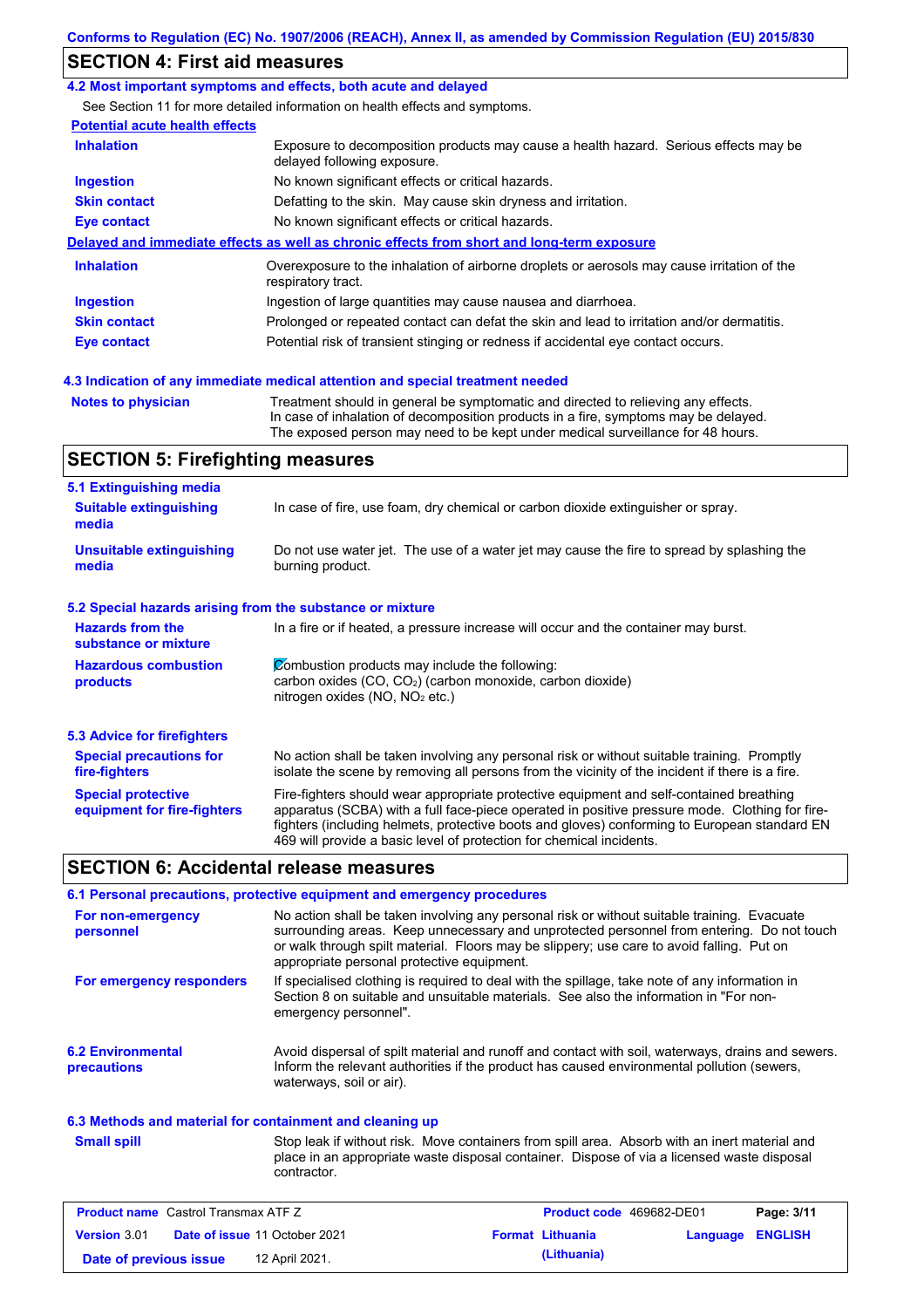## SECTION 4: First aid measures

### 4.2 Most important symptoms and effects, both acute and delayed

See Section 11 for more detailed information on health effects and symptoms.

**Potential acute health effects**

| | |
|---|---|
| **Inhalation** | Exposure to decomposition products may cause a health hazard. Serious effects may be delayed following exposure. |
| **Ingestion** | No known significant effects or critical hazards. |
| **Skin contact** | Defatting to the skin. May cause skin dryness and irritation. |
| **Eye contact** | No known significant effects or critical hazards. |

**Delayed and immediate effects as well as chronic effects from short and long-term exposure**

| | |
|---|---|
| **Inhalation** | Overexposure to the inhalation of airborne droplets or aerosols may cause irritation of the respiratory tract. |
| **Ingestion** | Ingestion of large quantities may cause nausea and diarrhoea. |
| **Skin contact** | Prolonged or repeated contact can defat the skin and lead to irritation and/or dermatitis. |
| **Eye contact** | Potential risk of transient stinging or redness if accidental eye contact occurs. |

### 4.3 Indication of any immediate medical attention and special treatment needed

| | |
|---|---|
| **Notes to physician** | Treatment should in general be symptomatic and directed to relieving any effects. In case of inhalation of decomposition products in a fire, symptoms may be delayed. The exposed person may need to be kept under medical surveillance for 48 hours. |

## SECTION 5: Firefighting measures

### 5.1 Extinguishing media

| | |
|---|---|
| **Suitable extinguishing media** | In case of fire, use foam, dry chemical or carbon dioxide extinguisher or spray. |
| **Unsuitable extinguishing media** | Do not use water jet. The use of a water jet may cause the fire to spread by splashing the burning product. |

### 5.2 Special hazards arising from the substance or mixture

| | |
|---|---|
| **Hazards from the substance or mixture** | In a fire or if heated, a pressure increase will occur and the container may burst. |
| **Hazardous combustion products** | Combustion products may include the following: carbon oxides (CO, $CO_2$) (carbon monoxide, carbon dioxide) nitrogen oxides (NO, $NO_2$ etc.) |

### 5.3 Advice for firefighters

| | |
|---|---|
| **Special precautions for fire-fighters** | No action shall be taken involving any personal risk or without suitable training. Promptly isolate the scene by removing all persons from the vicinity of the incident if there is a fire. |
| **Special protective equipment for fire-fighters** | Fire-fighters should wear appropriate protective equipment and self-contained breathing apparatus (SCBA) with a full face-piece operated in positive pressure mode. Clothing for fire-fighters (including helmets, protective boots and gloves) conforming to European standard EN 469 will provide a basic level of protection for chemical incidents. |

## SECTION 6: Accidental release measures

### 6.1 Personal precautions, protective equipment and emergency procedures

| | |
|---|---|
| **For non-emergency personnel** | No action shall be taken involving any personal risk or without suitable training. Evacuate surrounding areas. Keep unnecessary and unprotected personnel from entering. Do not touch or walk through spilt material. Floors may be slippery; use care to avoid falling. Put on appropriate personal protective equipment. |
| **For emergency responders** | If specialised clothing is required to deal with the spillage, take note of any information in Section 8 on suitable and unsuitable materials. See also the information in "For non-emergency personnel". |

| | |
|---|---|
| **6.2 Environmental precautions** | Avoid dispersal of spilt material and runoff and contact with soil, waterways, drains and sewers. Inform the relevant authorities if the product has caused environmental pollution (sewers, waterways, soil or air). |

### 6.3 Methods and material for containment and cleaning up

| | |
|---|---|
| **Small spill** | Stop leak if without risk. Move containers from spill area. Absorb with an inert material and place in an appropriate waste disposal container. Dispose of via a licensed waste disposal contractor. |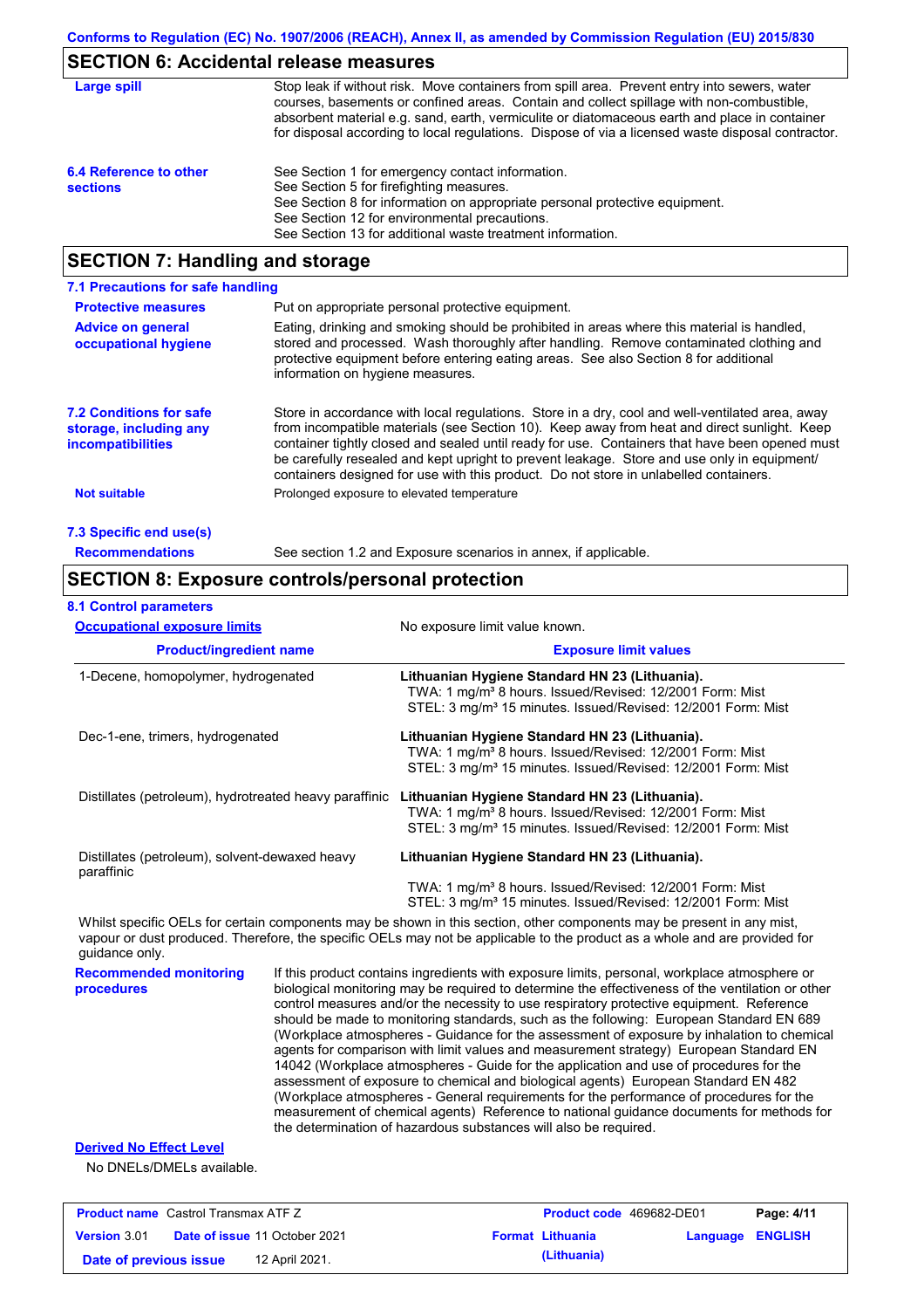## SECTION 6: Accidental release measures

**Large spill**

Stop leak if without risk. Move containers from spill area. Prevent entry into sewers, water courses, basements or confined areas. Contain and collect spillage with non-combustible, absorbent material e.g. sand, earth, vermiculite or diatomaceous earth and place in container for disposal according to local regulations. Dispose of via a licensed waste disposal contractor.

**6.4 Reference to other sections**

See Section 1 for emergency contact information.
See Section 5 for firefighting measures.
See Section 8 for information on appropriate personal protective equipment.
See Section 12 for environmental precautions.
See Section 13 for additional waste treatment information.

## SECTION 7: Handling and storage

### 7.1 Precautions for safe handling

**Protective measures**

Put on appropriate personal protective equipment.

**Advice on general occupational hygiene**

Eating, drinking and smoking should be prohibited in areas where this material is handled, stored and processed. Wash thoroughly after handling. Remove contaminated clothing and protective equipment before entering eating areas. See also Section 8 for additional information on hygiene measures.

### 7.2 Conditions for safe storage, including any incompatibilities

Store in accordance with local regulations. Store in a dry, cool and well-ventilated area, away from incompatible materials (see Section 10). Keep away from heat and direct sunlight. Keep container tightly closed and sealed until ready for use. Containers that have been opened must be carefully resealed and kept upright to prevent leakage. Store and use only in equipment/containers designed for use with this product. Do not store in unlabelled containers.

**Not suitable**

Prolonged exposure to elevated temperature

### 7.3 Specific end use(s)

**Recommendations**

See section 1.2 and Exposure scenarios in annex, if applicable.

## SECTION 8: Exposure controls/personal protection

### 8.1 Control parameters

**Occupational exposure limits**

No exposure limit value known.

| Product/ingredient name | Exposure limit values |
|---|---|
| 1-Decene, homopolymer, hydrogenated | **Lithuanian Hygiene Standard HN 23 (Lithuania).** TWA: 1 mg/m³ 8 hours. Issued/Revised: 12/2001 Form: Mist STEL: 3 mg/m³ 15 minutes. Issued/Revised: 12/2001 Form: Mist |
| Dec-1-ene, trimers, hydrogenated | **Lithuanian Hygiene Standard HN 23 (Lithuania).** TWA: 1 mg/m³ 8 hours. Issued/Revised: 12/2001 Form: Mist STEL: 3 mg/m³ 15 minutes. Issued/Revised: 12/2001 Form: Mist |
| Distillates (petroleum), hydrotreated heavy paraffinic | **Lithuanian Hygiene Standard HN 23 (Lithuania).** TWA: 1 mg/m³ 8 hours. Issued/Revised: 12/2001 Form: Mist STEL: 3 mg/m³ 15 minutes. Issued/Revised: 12/2001 Form: Mist |
| Distillates (petroleum), solvent-dewaxed heavy paraffinic | **Lithuanian Hygiene Standard HN 23 (Lithuania).** TWA: 1 mg/m³ 8 hours. Issued/Revised: 12/2001 Form: Mist STEL: 3 mg/m³ 15 minutes. Issued/Revised: 12/2001 Form: Mist |

Whilst specific OELs for certain components may be shown in this section, other components may be present in any mist, vapour or dust produced. Therefore, the specific OELs may not be applicable to the product as a whole and are provided for guidance only.

**Recommended monitoring procedures**

If this product contains ingredients with exposure limits, personal, workplace atmosphere or biological monitoring may be required to determine the effectiveness of the ventilation or other control measures and/or the necessity to use respiratory protective equipment. Reference should be made to monitoring standards, such as the following: European Standard EN 689 (Workplace atmospheres - Guidance for the assessment of exposure by inhalation to chemical agents for comparison with limit values and measurement strategy) European Standard EN 14042 (Workplace atmospheres - Guide for the application and use of procedures for the assessment of exposure to chemical and biological agents) European Standard EN 482 (Workplace atmospheres - General requirements for the performance of procedures for the measurement of chemical agents) Reference to national guidance documents for methods for the determination of hazardous substances will also be required.

**Derived No Effect Level**

No DNELs/DMELs available.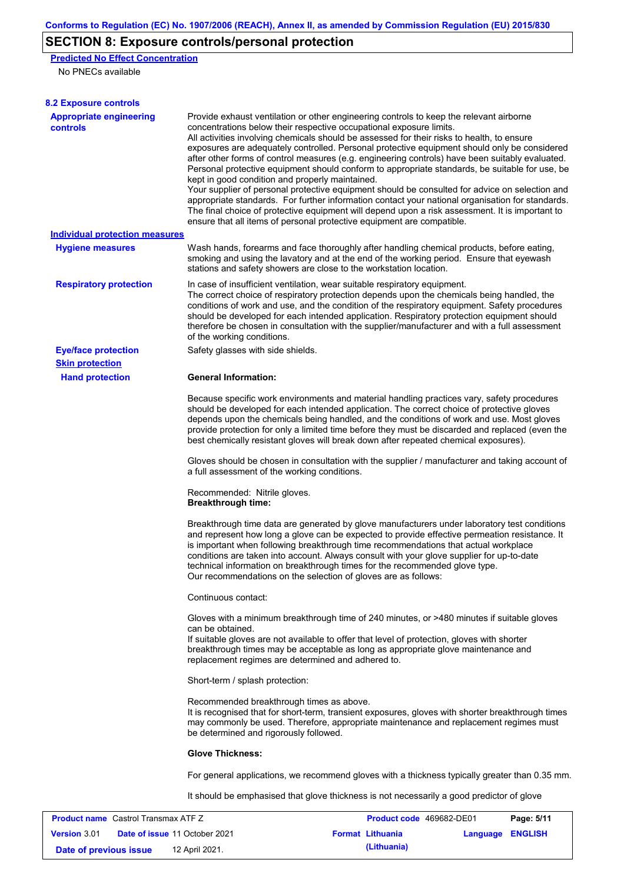## SECTION 8: Exposure controls/personal protection

**Predicted No Effect Concentration**

No PNECs available

### 8.2 Exposure controls

**Appropriate engineering controls**

Provide exhaust ventilation or other engineering controls to keep the relevant airborne concentrations below their respective occupational exposure limits.
All activities involving chemicals should be assessed for their risks to health, to ensure exposures are adequately controlled. Personal protective equipment should only be considered after other forms of control measures (e.g. engineering controls) have been suitably evaluated. Personal protective equipment should conform to appropriate standards, be suitable for use, be kept in good condition and properly maintained.
Your supplier of personal protective equipment should be consulted for advice on selection and appropriate standards. For further information contact your national organisation for standards.
The final choice of protective equipment will depend upon a risk assessment. It is important to ensure that all items of personal protective equipment are compatible.

**Individual protection measures**

**Hygiene measures**

Wash hands, forearms and face thoroughly after handling chemical products, before eating, smoking and using the lavatory and at the end of the working period. Ensure that eyewash stations and safety showers are close to the workstation location.

**Respiratory protection**

In case of insufficient ventilation, wear suitable respiratory equipment.
The correct choice of respiratory protection depends upon the chemicals being handled, the conditions of work and use, and the condition of the respiratory equipment. Safety procedures should be developed for each intended application. Respiratory protection equipment should therefore be chosen in consultation with the supplier/manufacturer and with a full assessment of the working conditions.

**Eye/face protection**

Safety glasses with side shields.

**Skin protection**

**Hand protection**

**General Information:**

Because specific work environments and material handling practices vary, safety procedures should be developed for each intended application. The correct choice of protective gloves depends upon the chemicals being handled, and the conditions of work and use. Most gloves provide protection for only a limited time before they must be discarded and replaced (even the best chemically resistant gloves will break down after repeated chemical exposures).

Gloves should be chosen in consultation with the supplier / manufacturer and taking account of a full assessment of the working conditions.

Recommended: Nitrile gloves.
**Breakthrough time:**

Breakthrough time data are generated by glove manufacturers under laboratory test conditions and represent how long a glove can be expected to provide effective permeation resistance. It is important when following breakthrough time recommendations that actual workplace conditions are taken into account. Always consult with your glove supplier for up-to-date technical information on breakthrough times for the recommended glove type.
Our recommendations on the selection of gloves are as follows:

Continuous contact:

Gloves with a minimum breakthrough time of 240 minutes, or >480 minutes if suitable gloves can be obtained.
If suitable gloves are not available to offer that level of protection, gloves with shorter breakthrough times may be acceptable as long as appropriate glove maintenance and replacement regimes are determined and adhered to.

Short-term / splash protection:

Recommended breakthrough times as above.
It is recognised that for short-term, transient exposures, gloves with shorter breakthrough times may commonly be used. Therefore, appropriate maintenance and replacement regimes must be determined and rigorously followed.

**Glove Thickness:**

For general applications, we recommend gloves with a thickness typically greater than 0.35 mm.

It should be emphasised that glove thickness is not necessarily a good predictor of glove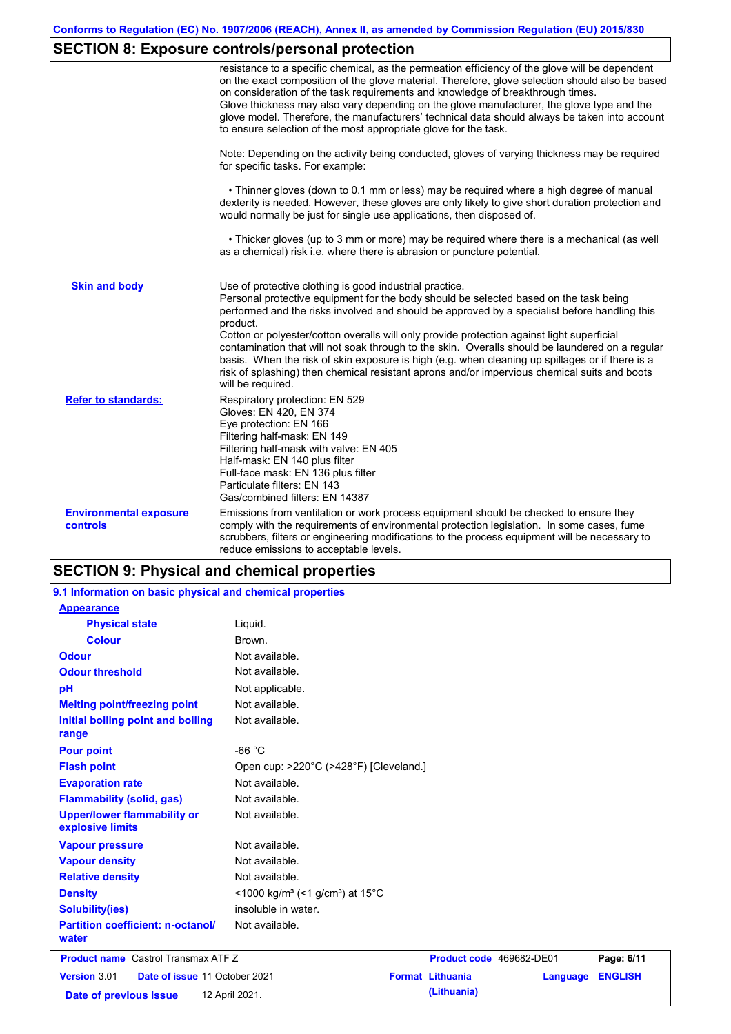## SECTION 8: Exposure controls/personal protection

resistance to a specific chemical, as the permeation efficiency of the glove will be dependent on the exact composition of the glove material. Therefore, glove selection should also be based on consideration of the task requirements and knowledge of breakthrough times.
Glove thickness may also vary depending on the glove manufacturer, the glove type and the glove model. Therefore, the manufacturers' technical data should always be taken into account to ensure selection of the most appropriate glove for the task.

Note: Depending on the activity being conducted, gloves of varying thickness may be required for specific tasks. For example:

- Thinner gloves (down to 0.1 mm or less) may be required where a high degree of manual dexterity is needed. However, these gloves are only likely to give short duration protection and would normally be just for single use applications, then disposed of.

- Thicker gloves (up to 3 mm or more) may be required where there is a mechanical (as well as a chemical) risk i.e. where there is abrasion or puncture potential.

**Skin and body**

Use of protective clothing is good industrial practice.
Personal protective equipment for the body should be selected based on the task being performed and the risks involved and should be approved by a specialist before handling this product.
Cotton or polyester/cotton overalls will only provide protection against light superficial contamination that will not soak through to the skin. Overalls should be laundered on a regular basis. When the risk of skin exposure is high (e.g. when cleaning up spillages or if there is a risk of splashing) then chemical resistant aprons and/or impervious chemical suits and boots will be required.

**Refer to standards:**

Respiratory protection: EN 529
Gloves: EN 420, EN 374
Eye protection: EN 166
Filtering half-mask: EN 149
Filtering half-mask with valve: EN 405
Half-mask: EN 140 plus filter
Full-face mask: EN 136 plus filter
Particulate filters: EN 143
Gas/combined filters: EN 14387

**Environmental exposure controls**

Emissions from ventilation or work process equipment should be checked to ensure they comply with the requirements of environmental protection legislation. In some cases, fume scrubbers, filters or engineering modifications to the process equipment will be necessary to reduce emissions to acceptable levels.

## SECTION 9: Physical and chemical properties

### 9.1 Information on basic physical and chemical properties

| Property | Value |
|---|---|
| **Appearance** | |
| **Physical state** | Liquid. |
| **Colour** | Brown. |
| **Odour** | Not available. |
| **Odour threshold** | Not available. |
| **pH** | Not applicable. |
| **Melting point/freezing point** | Not available. |
| **Initial boiling point and boiling range** | Not available. |
| **Pour point** | -66 °C |
| **Flash point** | Open cup: >220°C (>428°F) [Cleveland.] |
| **Evaporation rate** | Not available. |
| **Flammability (solid, gas)** | Not available. |
| **Upper/lower flammability or explosive limits** | Not available. |
| **Vapour pressure** | Not available. |
| **Vapour density** | Not available. |
| **Relative density** | Not available. |
| **Density** | <1000 kg/m³ (<1 g/cm³) at 15°C |
| **Solubility(ies)** | insoluble in water. |
| **Partition coefficient: n-octanol/ water** | Not available. |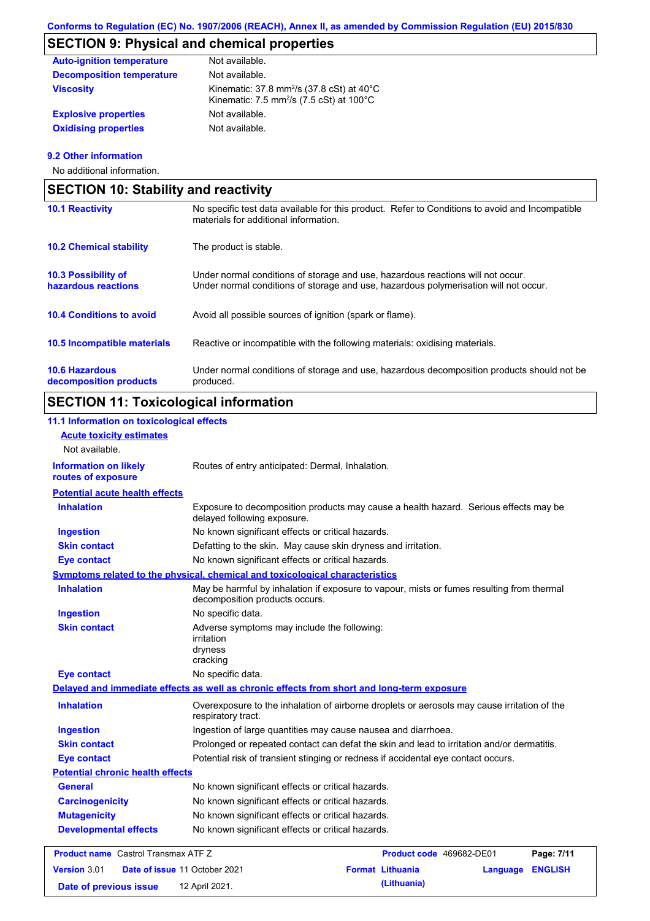## SECTION 9: Physical and chemical properties

| | |
|---|---|
| **Auto-ignition temperature** | Not available. |
| **Decomposition temperature** | Not available. |
| **Viscosity** | Kinematic: 37.8 $mm^2/s$ (37.8 cSt) at 40°C<br>Kinematic: 7.5 $mm^2/s$ (7.5 cSt) at 100°C |
| **Explosive properties** | Not available. |
| **Oxidising properties** | Not available. |

### 9.2 Other information

No additional information.

## SECTION 10: Stability and reactivity

| | |
|---|---|
| **10.1 Reactivity** | No specific test data available for this product. Refer to Conditions to avoid and Incompatible materials for additional information. |
| **10.2 Chemical stability** | The product is stable. |
| **10.3 Possibility of hazardous reactions** | Under normal conditions of storage and use, hazardous reactions will not occur.<br>Under normal conditions of storage and use, hazardous polymerisation will not occur. |
| **10.4 Conditions to avoid** | Avoid all possible sources of ignition (spark or flame). |
| **10.5 Incompatible materials** | Reactive or incompatible with the following materials: oxidising materials. |
| **10.6 Hazardous decomposition products** | Under normal conditions of storage and use, hazardous decomposition products should not be produced. |

## SECTION 11: Toxicological information

### 11.1 Information on toxicological effects

**Acute toxicity estimates**

Not available.

| | |
|---|---|
| **Information on likely routes of exposure** | Routes of entry anticipated: Dermal, Inhalation. |

**Potential acute health effects**

| | |
|---|---|
| **Inhalation** | Exposure to decomposition products may cause a health hazard. Serious effects may be delayed following exposure. |
| **Ingestion** | No known significant effects or critical hazards. |
| **Skin contact** | Defatting to the skin. May cause skin dryness and irritation. |
| **Eye contact** | No known significant effects or critical hazards. |

**Symptoms related to the physical, chemical and toxicological characteristics**

| | |
|---|---|
| **Inhalation** | May be harmful by inhalation if exposure to vapour, mists or fumes resulting from thermal decomposition products occurs. |
| **Ingestion** | No specific data. |
| **Skin contact** | Adverse symptoms may include the following:<br>irritation<br>dryness<br>cracking |
| **Eye contact** | No specific data. |

**Delayed and immediate effects as well as chronic effects from short and long-term exposure**

| | |
|---|---|
| **Inhalation** | Overexposure to the inhalation of airborne droplets or aerosols may cause irritation of the respiratory tract. |
| **Ingestion** | Ingestion of large quantities may cause nausea and diarrhoea. |
| **Skin contact** | Prolonged or repeated contact can defat the skin and lead to irritation and/or dermatitis. |
| **Eye contact** | Potential risk of transient stinging or redness if accidental eye contact occurs. |

**Potential chronic health effects**

| | |
|---|---|
| **General** | No known significant effects or critical hazards. |
| **Carcinogenicity** | No known significant effects or critical hazards. |
| **Mutagenicity** | No known significant effects or critical hazards. |
| **Developmental effects** | No known significant effects or critical hazards. |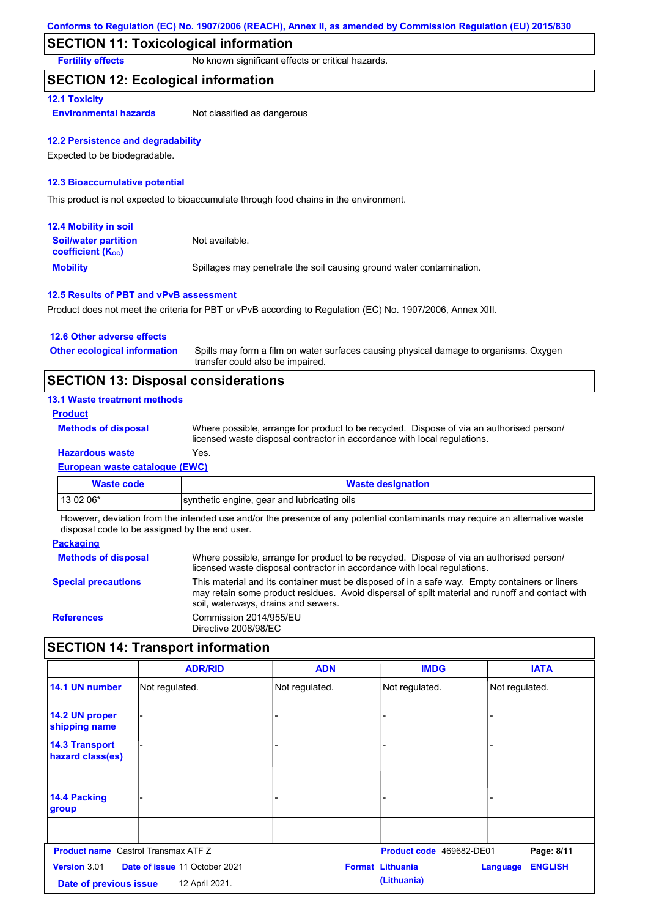## SECTION 11: Toxicological information

**Fertility effects** No known significant effects or critical hazards.

## SECTION 12: Ecological information

### 12.1 Toxicity

**Environmental hazards** Not classified as dangerous

### 12.2 Persistence and degradability

Expected to be biodegradable.

### 12.3 Bioaccumulative potential

This product is not expected to bioaccumulate through food chains in the environment.

### 12.4 Mobility in soil

**Soil/water partition coefficient ($K_{OC}$)** Not available.

**Mobility** Spillages may penetrate the soil causing ground water contamination.

### 12.5 Results of PBT and vPvB assessment

Product does not meet the criteria for PBT or vPvB according to Regulation (EC) No. 1907/2006, Annex XIII.

### 12.6 Other adverse effects

**Other ecological information** Spills may form a film on water surfaces causing physical damage to organisms. Oxygen transfer could also be impaired.

## SECTION 13: Disposal considerations

### 13.1 Waste treatment methods

**Product**

**Methods of disposal** Where possible, arrange for product to be recycled. Dispose of via an authorised person/ licensed waste disposal contractor in accordance with local regulations.

**Hazardous waste** Yes.

**European waste catalogue (EWC)**

| Waste code | Waste designation |
|---|---|
| 13 02 06* | synthetic engine, gear and lubricating oils |

However, deviation from the intended use and/or the presence of any potential contaminants may require an alternative waste disposal code to be assigned by the end user.

**Packaging**

**Methods of disposal** Where possible, arrange for product to be recycled. Dispose of via an authorised person/ licensed waste disposal contractor in accordance with local regulations.

**Special precautions** This material and its container must be disposed of in a safe way. Empty containers or liners may retain some product residues. Avoid dispersal of spilt material and runoff and contact with soil, waterways, drains and sewers.

**References** Commission 2014/955/EU
Directive 2008/98/EC

## SECTION 14: Transport information

| | ADR/RID | ADN | IMDG | IATA |
|---|---|---|---|---|
| 14.1 UN number | Not regulated. | Not regulated. | Not regulated. | Not regulated. |
| 14.2 UN proper shipping name | - | - | - | - |
| 14.3 Transport hazard class(es) | - | - | - | - |
| 14.4 Packing group | - | - | - | - |
| | | | | |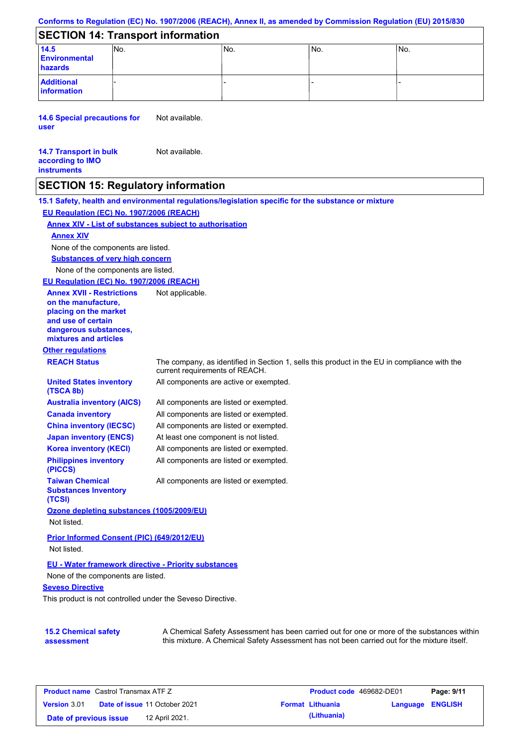## SECTION 14: Transport information

| | | | | |
|---|---|---|---|---|
| **14.5 Environmental hazards** | No. | No. | No. | No. |
| **Additional information** | - | - | - | - |

**14.6 Special precautions for user** Not available.

**14.7 Transport in bulk according to IMO instruments** Not available.

## SECTION 15: Regulatory information

**15.1 Safety, health and environmental regulations/legislation specific for the substance or mixture**

**EU Regulation (EC) No. 1907/2006 (REACH)**

**Annex XIV - List of substances subject to authorisation**

**Annex XIV**

None of the components are listed.

**Substances of very high concern**

None of the components are listed.

**EU Regulation (EC) No. 1907/2006 (REACH)**

**Annex XVII - Restrictions on the manufacture, placing on the market and use of certain dangerous substances, mixtures and articles** Not applicable.

**Other regulations**

**REACH Status** The company, as identified in Section 1, sells this product in the EU in compliance with the current requirements of REACH.

**United States inventory (TSCA 8b)** All components are active or exempted.

**Australia inventory (AICS)** All components are listed or exempted.

**Canada inventory** All components are listed or exempted.

**China inventory (IECSC)** All components are listed or exempted.

**Japan inventory (ENCS)** At least one component is not listed.

**Korea inventory (KECI)** All components are listed or exempted.

**Philippines inventory (PICCS)** All components are listed or exempted.

**Taiwan Chemical Substances Inventory (TCSI)** All components are listed or exempted.

**Ozone depleting substances (1005/2009/EU)**

Not listed.

**Prior Informed Consent (PIC) (649/2012/EU)**

Not listed.

**EU - Water framework directive - Priority substances**

None of the components are listed.

**Seveso Directive**

This product is not controlled under the Seveso Directive.

**15.2 Chemical safety assessment** A Chemical Safety Assessment has been carried out for one or more of the substances within this mixture. A Chemical Safety Assessment has not been carried out for the mixture itself.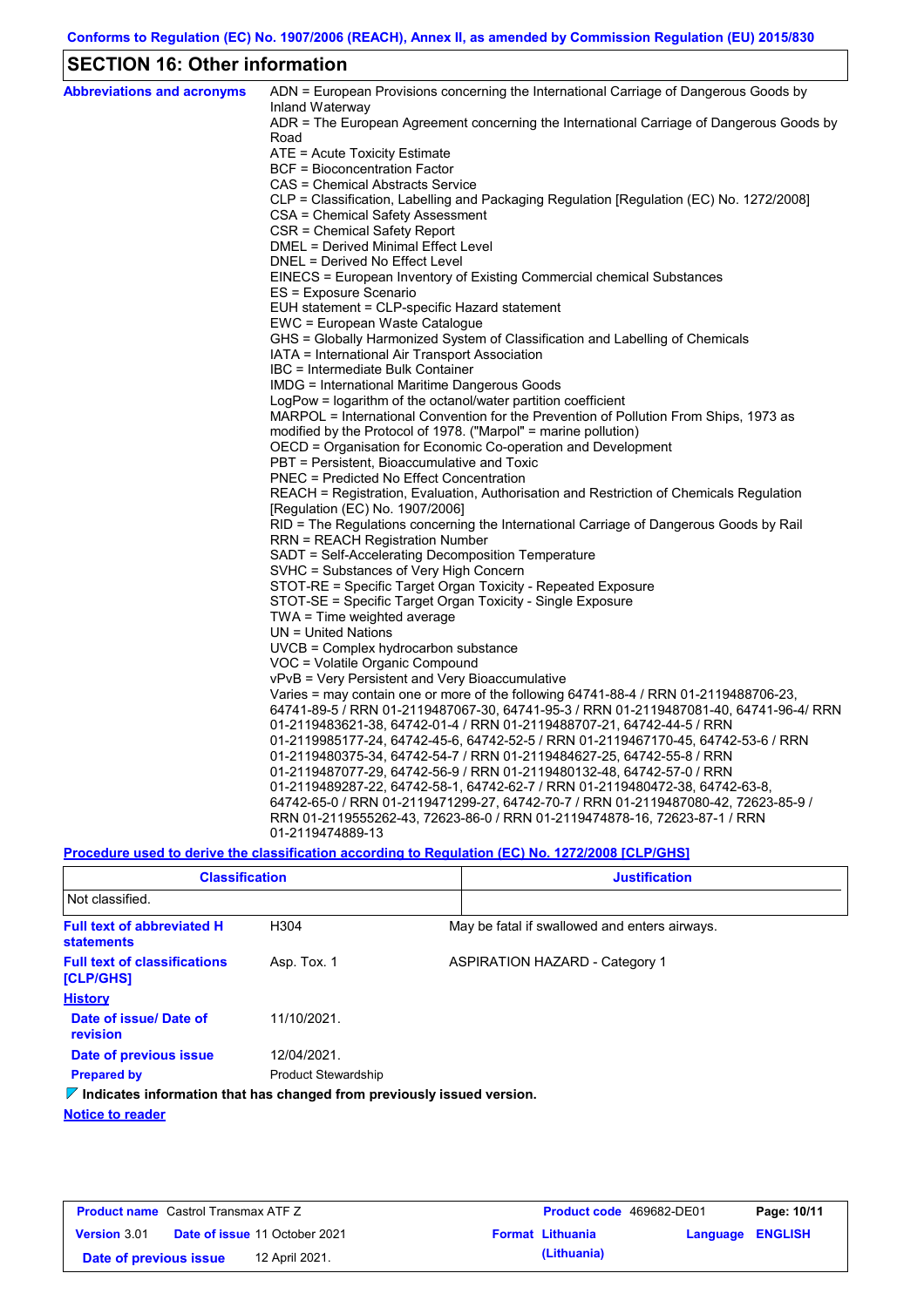## SECTION 16: Other information

**Abbreviations and acronyms**

ADN = European Provisions concerning the International Carriage of Dangerous Goods by Inland Waterway
ADR = The European Agreement concerning the International Carriage of Dangerous Goods by Road
ATE = Acute Toxicity Estimate
BCF = Bioconcentration Factor
CAS = Chemical Abstracts Service
CLP = Classification, Labelling and Packaging Regulation [Regulation (EC) No. 1272/2008]
CSA = Chemical Safety Assessment
CSR = Chemical Safety Report
DMEL = Derived Minimal Effect Level
DNEL = Derived No Effect Level
EINECS = European Inventory of Existing Commercial chemical Substances
ES = Exposure Scenario
EUH statement = CLP-specific Hazard statement
EWC = European Waste Catalogue
GHS = Globally Harmonized System of Classification and Labelling of Chemicals
IATA = International Air Transport Association
IBC = Intermediate Bulk Container
IMDG = International Maritime Dangerous Goods
LogPow = logarithm of the octanol/water partition coefficient
MARPOL = International Convention for the Prevention of Pollution From Ships, 1973 as modified by the Protocol of 1978. ("Marpol" = marine pollution)
OECD = Organisation for Economic Co-operation and Development
PBT = Persistent, Bioaccumulative and Toxic
PNEC = Predicted No Effect Concentration
REACH = Registration, Evaluation, Authorisation and Restriction of Chemicals Regulation [Regulation (EC) No. 1907/2006]
RID = The Regulations concerning the International Carriage of Dangerous Goods by Rail
RRN = REACH Registration Number
SADT = Self-Accelerating Decomposition Temperature
SVHC = Substances of Very High Concern
STOT-RE = Specific Target Organ Toxicity - Repeated Exposure
STOT-SE = Specific Target Organ Toxicity - Single Exposure
TWA = Time weighted average
UN = United Nations
UVCB = Complex hydrocarbon substance
VOC = Volatile Organic Compound
vPvB = Very Persistent and Very Bioaccumulative
Varies = may contain one or more of the following 64741-88-4 / RRN 01-2119488706-23, 64741-89-5 / RRN 01-2119487067-30, 64741-95-3 / RRN 01-2119487081-40, 64741-96-4/ RRN 01-2119483621-38, 64742-01-4 / RRN 01-2119488707-21, 64742-44-5 / RRN 01-2119985177-24, 64742-45-6, 64742-52-5 / RRN 01-2119467170-45, 64742-53-6 / RRN 01-2119480375-34, 64742-54-7 / RRN 01-2119484627-25, 64742-55-8 / RRN 01-2119487077-29, 64742-56-9 / RRN 01-2119480132-48, 64742-57-0 / RRN 01-2119489287-22, 64742-58-1, 64742-62-7 / RRN 01-2119480472-38, 64742-63-8, 64742-65-0 / RRN 01-2119471299-27, 64742-70-7 / RRN 01-2119487080-42, 72623-85-9 / RRN 01-2119555262-43, 72623-86-0 / RRN 01-2119474878-16, 72623-87-1 / RRN 01-2119474889-13

**Procedure used to derive the classification according to Regulation (EC) No. 1272/2008 [CLP/GHS]**

| Classification | Justification |
|---|---|
| Not classified. | |

**Full text of abbreviated H statements**

H304 — May be fatal if swallowed and enters airways.

**Full text of classifications [CLP/GHS]**

Asp. Tox. 1 — ASPIRATION HAZARD - Category 1

**History**

**Date of issue/ Date of revision:** 11/10/2021.

**Date of previous issue:** 12/04/2021.

**Prepared by:** Product Stewardship

**Indicates information that has changed from previously issued version.**

**Notice to reader**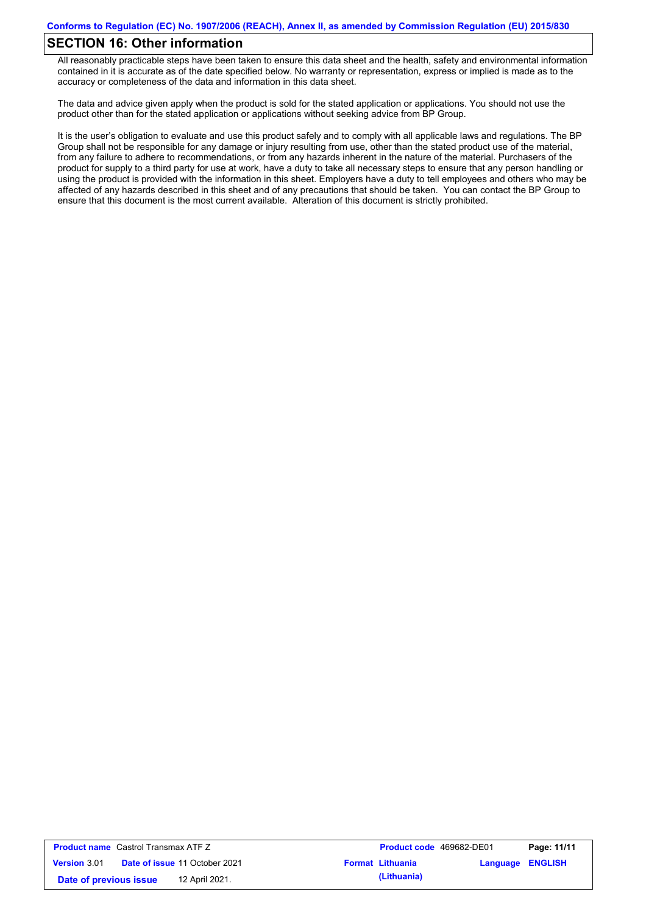## SECTION 16: Other information

All reasonably practicable steps have been taken to ensure this data sheet and the health, safety and environmental information contained in it is accurate as of the date specified below. No warranty or representation, express or implied is made as to the accuracy or completeness of the data and information in this data sheet.

The data and advice given apply when the product is sold for the stated application or applications. You should not use the product other than for the stated application or applications without seeking advice from BP Group.

It is the user's obligation to evaluate and use this product safely and to comply with all applicable laws and regulations. The BP Group shall not be responsible for any damage or injury resulting from use, other than the stated product use of the material, from any failure to adhere to recommendations, or from any hazards inherent in the nature of the material. Purchasers of the product for supply to a third party for use at work, have a duty to take all necessary steps to ensure that any person handling or using the product is provided with the information in this sheet. Employers have a duty to tell employees and others who may be affected of any hazards described in this sheet and of any precautions that should be taken. You can contact the BP Group to ensure that this document is the most current available. Alteration of this document is strictly prohibited.